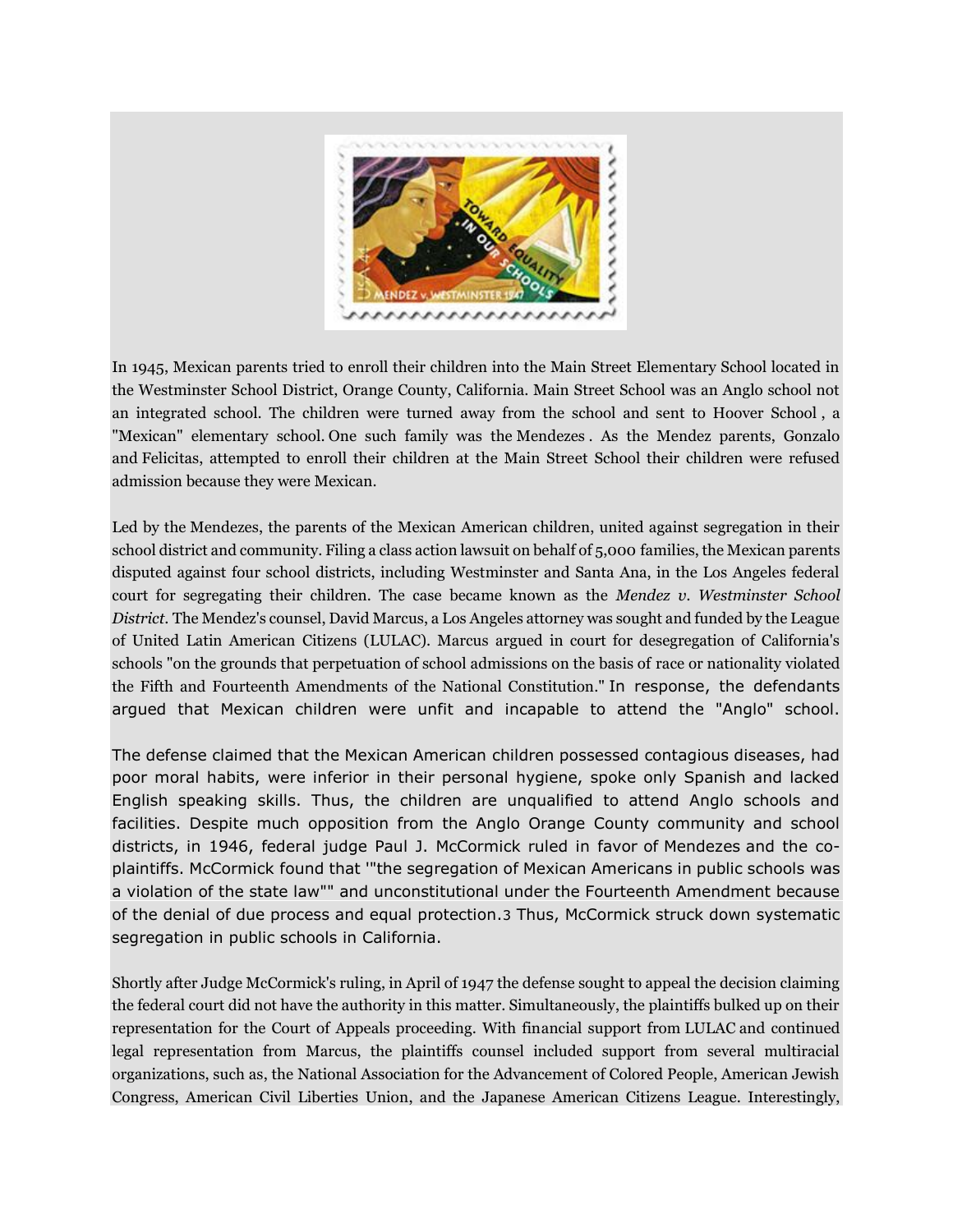In 1945, Mexican parents tried to enroll their children into the Main Street Elementary School located in the Westminster School District, Orange County, California. Main Street School was an Anglo school not an integrated school. The children were turned away from the school and sent to Hoover School , a "Mexican" elementary school. One such family was the Mendezes . As the Mendez parents, Gonzalo and Felicitas, attempted to enroll their children at the Main Street School their children were refused admission because they were Mexican.

Led by the Mendezes, the parents of the Mexican American children, united against segregation in their school district and community. Filing a class action lawsuit on behalf of 5,000 families, the Mexican parents disputed against four school districts, including Westminster and Santa Ana, in the Los Angeles federal court for segregating their children. The case became known as the *Mendez v. Westminster School District*. The Mendez's counsel, David Marcus, a Los Angeles attorney was sought and funded by the League of United Latin American Citizens (LULAC). Marcus argued in court for desegregation of California's schools "on the grounds that perpetuation of school admissions on the basis of race or nationality violated the Fifth and Fourteenth Amendments of the National Constitution." In response, the defendants argued that Mexican children were unfit and incapable to attend the "Anglo" school.

The defense claimed that the Mexican American children possessed contagious diseases, had poor moral habits, were inferior in their personal hygiene, spoke only Spanish and lacked English speaking skills. Thus, the children are unqualified to attend Anglo schools and facilities. Despite much opposition from the Anglo Orange County community and school districts, in 1946, federal judge Paul J. McCormick ruled in favor of Mendezes and the co-plaintiffs. McCormick found that '"the segregation of Mexican Americans in public schools was a violation of the state law"" and unconstitutional under the Fourteenth Amendment because of the denial of due process and equal protection.3 Thus, McCormick struck down systematic segregation in public schools in California.

Shortly after Judge McCormick's ruling, in April of 1947 the defense sought to appeal the decision claiming the federal court did not have the authority in this matter. Simultaneously, the plaintiffs bulked up on their representation for the Court of Appeals proceeding. With financial support from LULAC and continued legal representation from Marcus, the plaintiffs counsel included support from several multiracial organizations, such as, the National Association for the Advancement of Colored People, American Jewish Congress, American Civil Liberties Union, and the Japanese American Citizens League. Interestingly,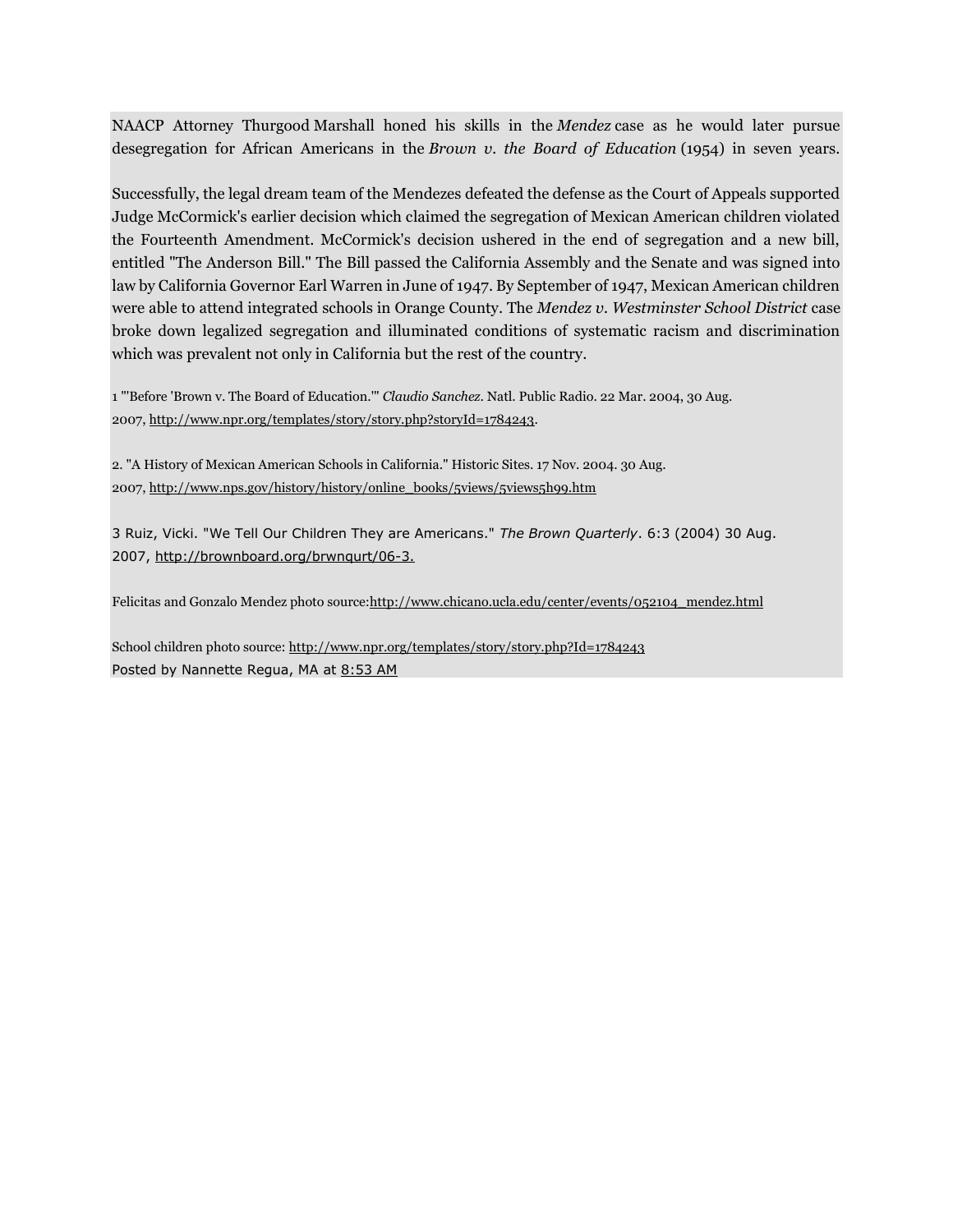NAACP Attorney Thurgood Marshall honed his skills in the *Mendez* case as he would later pursue desegregation for African Americans in the *Brown v. the Board of Education* (1954) in seven years.

Successfully, the legal dream team of the Mendezes defeated the defense as the Court of Appeals supported Judge McCormick's earlier decision which claimed the segregation of Mexican American children violated the Fourteenth Amendment. McCormick's decision ushered in the end of segregation and a new bill, entitled "The Anderson Bill." The Bill passed the California Assembly and the Senate and was signed into law by California Governor Earl Warren in June of 1947. By September of 1947, Mexican American children were able to attend integrated schools in Orange County. The *Mendez v. Westminster School District* case broke down legalized segregation and illuminated conditions of systematic racism and discrimination which was prevalent not only in California but the rest of the country.

1 "'Before 'Brown v. The Board of Education.'" *Claudio Sanchez*. Natl. Public Radio. 22 Mar. 2004, 30 Aug. 2007, http://www.npr.org/templates/story/story.php?storyId=1784243.

2. "A History of Mexican American Schools in California." Historic Sites. 17 Nov. 2004. 30 Aug. 2007, http://www.nps.gov/history/history/online_books/5views/5views5h99.htm

3 Ruiz, Vicki. "We Tell Our Children They are Americans." *The Brown Quarterly*. 6:3 (2004) 30 Aug. 2007, http://brownboard.org/brwnqurt/06-3.

Felicitas and Gonzalo Mendez photo source:http://www.chicano.ucla.edu/center/events/052104_mendez.html

School children photo source: http://www.npr.org/templates/story/story.php?Id=1784243

Posted by Nannette Regua, MA at 8:53 AM